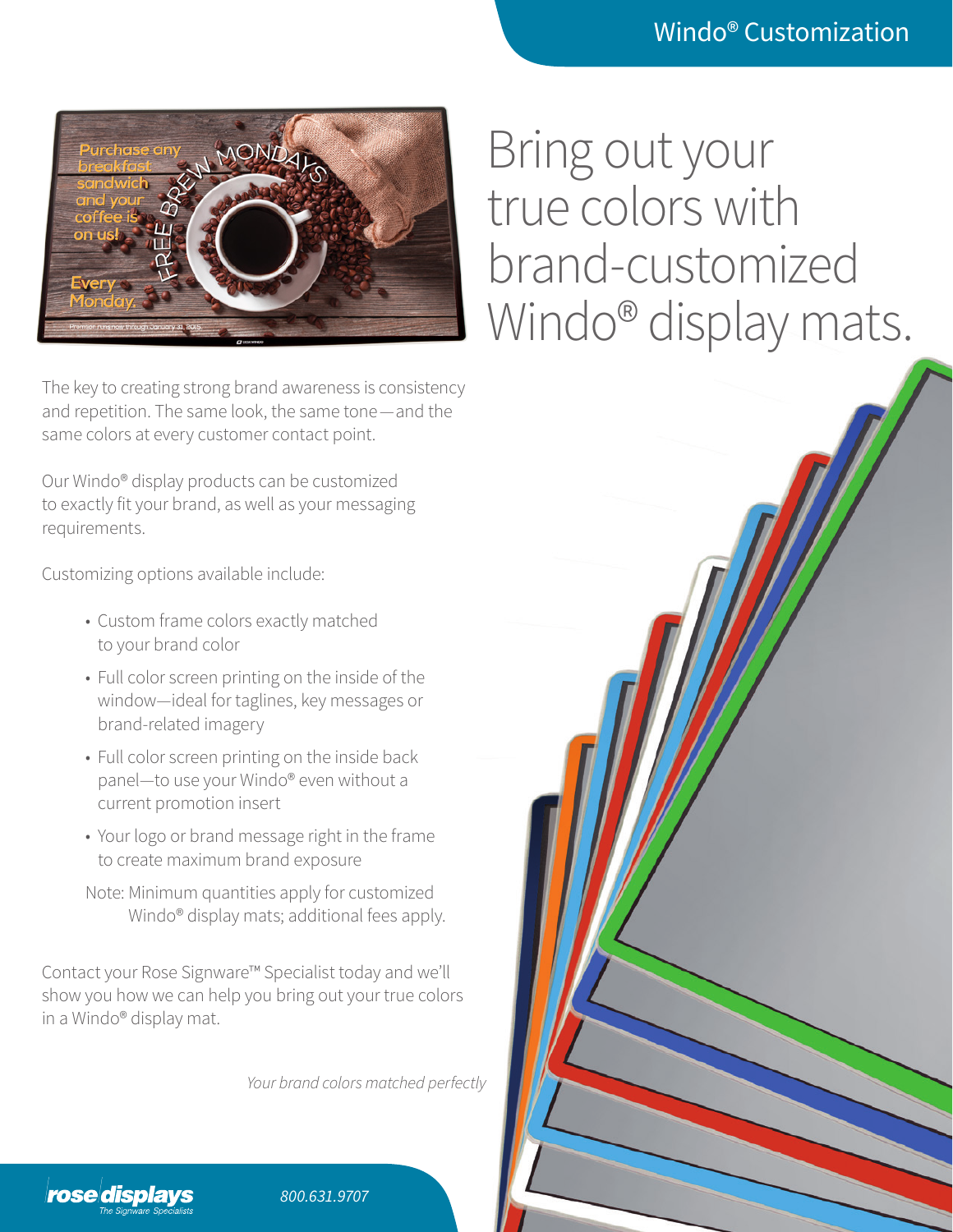# Bring out your true colors with brand-customized Windo® display mats.

The key to creating strong brand awareness is consistency and repetition. The same look, the same tone—and the same colors at every customer contact point.

Our Windo® display products can be customized to exactly fit your brand, as well as your messaging requirements.

Customizing options available include:

- Custom frame colors exactly matched to your brand color
- Full color screen printing on the inside of the window—ideal for taglines, key messages or brand-related imagery
- Full color screen printing on the inside back panel—to use your Windo® even without a current promotion insert
- Your logo or brand message right in the frame to create maximum brand exposure

Note: Minimum quantities apply for customized Windo® display mats; additional fees apply.

Contact your Rose Signware™ Specialist today and we'll show you how we can help you bring out your true colors in a Windo® display mat.

*Your brand colors matched perfectly*

800.631.9707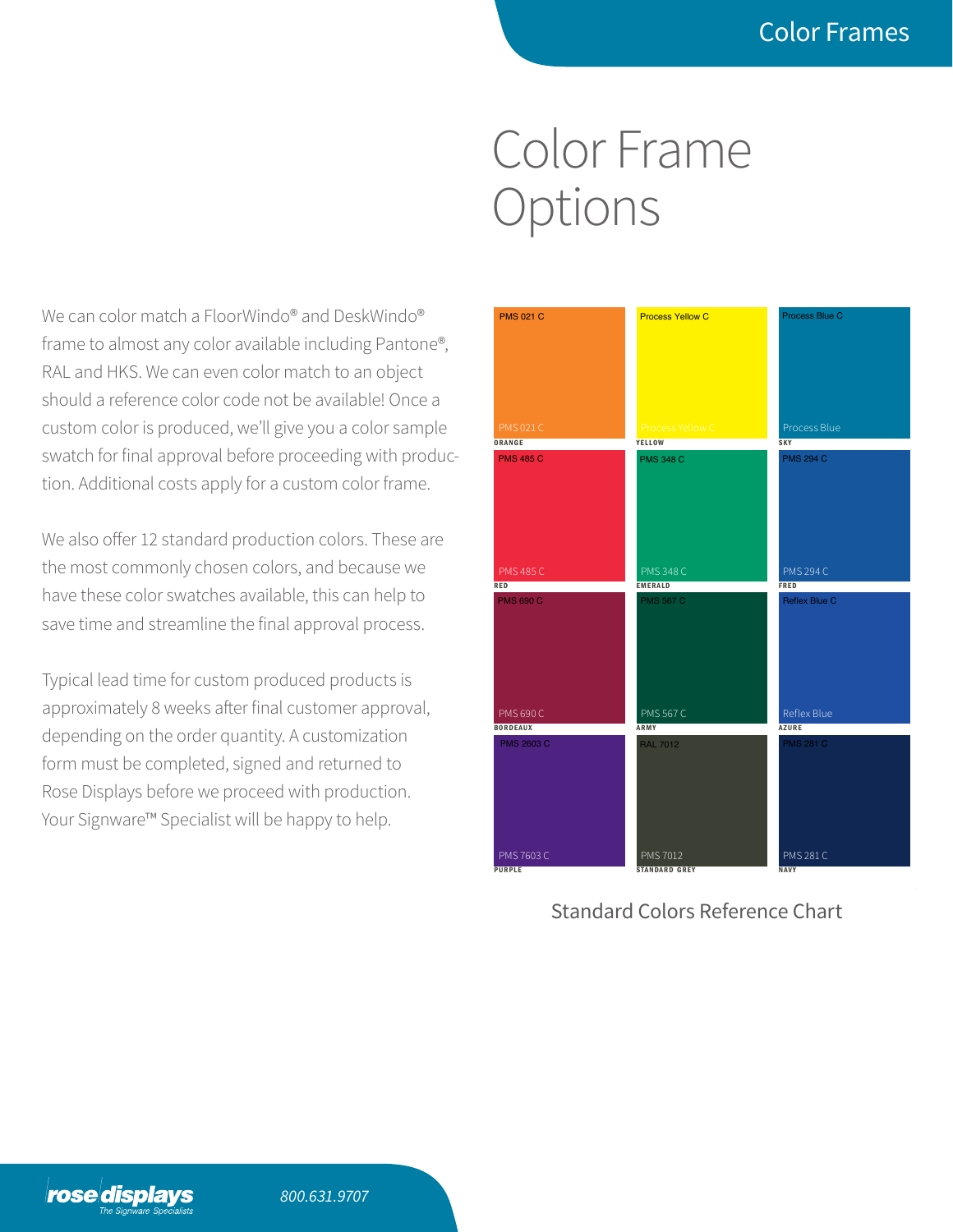# Color Frame Options

We can color match a FloorWindo® and DeskWindo® frame to almost any color available including Pantone®, RAL and HKS. We can even color match to an object should a reference color code not be available! Once a custom color is produced, we'll give you a color sample swatch for final approval before proceeding with production. Additional costs apply for a custom color frame.

We also offer 12 standard production colors. These are the most commonly chosen colors, and because we have these color swatches available, this can help to save time and streamline the final approval process.

Typical lead time for custom produced products is approximately 8 weeks after final customer approval, depending on the order quantity. A customization form must be completed, signed and returned to Rose Displays before we proceed with production. Your Signware™ Specialist will be happy to help.

| Color | Top Label | Bottom Label |
|---|---|---|
| ORANGE | PMS 021 C | PMS 021 C |
| YELLOW | Process Yellow C | Process Yellow C |
| SKY | Process Blue C | Process Blue |
| RED | PMS 485 C | PMS 485 C |
| EMERALD | PMS 348 C | PMS 348 C |
| FRED | PMS 294 C | PMS 294 C |
| BORDEAUX | PMS 690 C | PMS 690 C |
| ARMY | PMS 567 C | PMS 567 C |
| AZURE | Reflex Blue C | Reflex Blue |
| PURPLE | PMS 2603 C | PMS 7603 C |
| STANDARD GREY | RAL 7012 | PMS 7012 |
| NAVY | PMS 281 C | PMS 281 C |

Standard Colors Reference Chart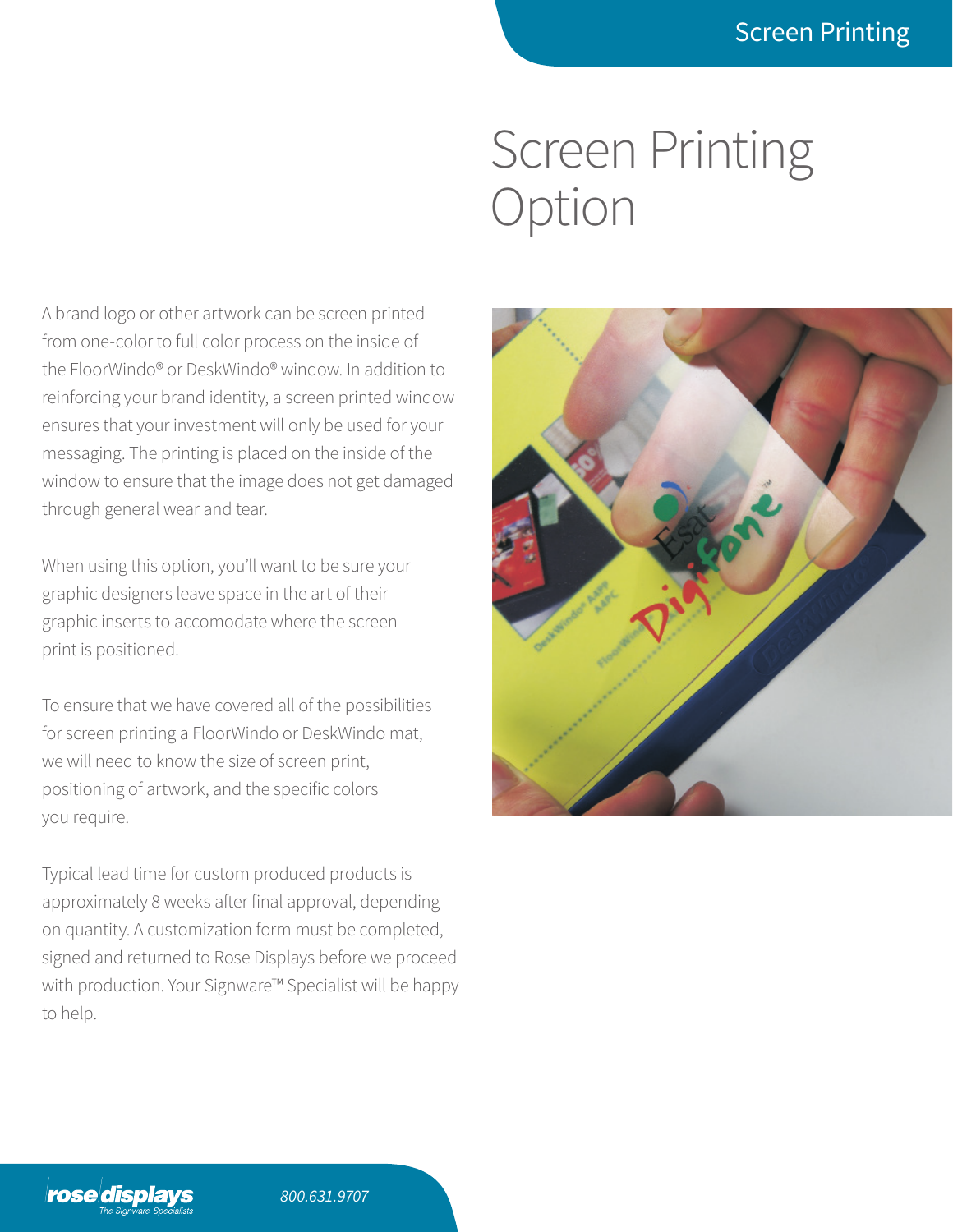# Screen Printing Option

A brand logo or other artwork can be screen printed from one-color to full color process on the inside of the FloorWindo® or DeskWindo® window. In addition to reinforcing your brand identity, a screen printed window ensures that your investment will only be used for your messaging. The printing is placed on the inside of the window to ensure that the image does not get damaged through general wear and tear.

When using this option, you'll want to be sure your graphic designers leave space in the art of their graphic inserts to accomodate where the screen print is positioned.

To ensure that we have covered all of the possibilities for screen printing a FloorWindo or DeskWindo mat, we will need to know the size of screen print, positioning of artwork, and the specific colors you require.

Typical lead time for custom produced products is approximately 8 weeks after final approval, depending on quantity. A customization form must be completed, signed and returned to Rose Displays before we proceed with production. Your Signware™ Specialist will be happy to help.

rose displays
*The Signware Specialists*

*800.631.9707*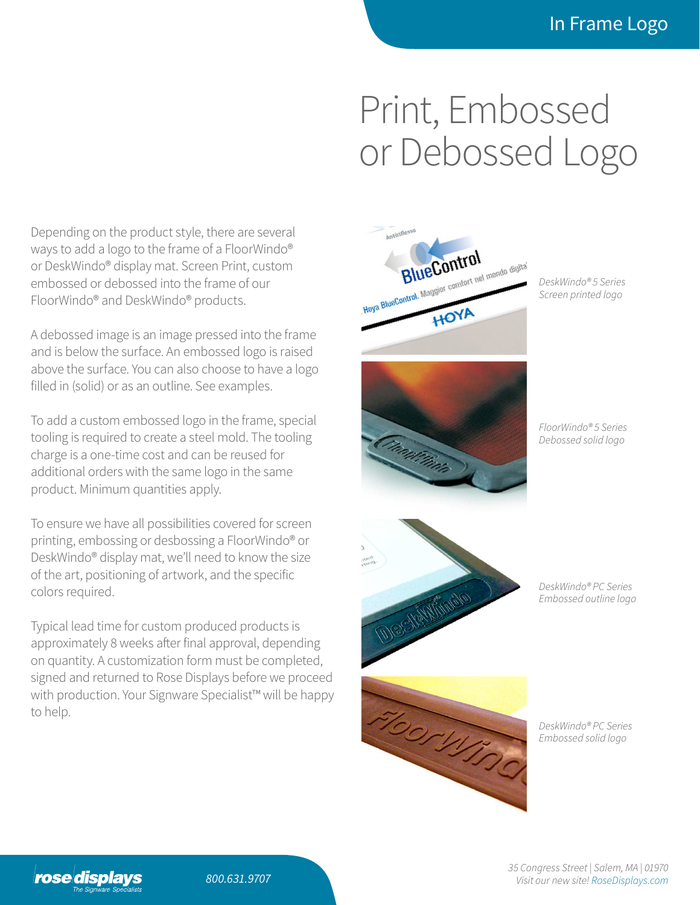In Frame Logo

# Print, Embossed or Debossed Logo

Depending on the product style, there are several ways to add a logo to the frame of a FloorWindo® or DeskWindo® display mat. Screen Print, custom embossed or debossed into the frame of our FloorWindo® and DeskWindo® products.

A debossed image is an image pressed into the frame and is below the surface. An embossed logo is raised above the surface. You can also choose to have a logo filled in (solid) or as an outline. See examples.

To add a custom embossed logo in the frame, special tooling is required to create a steel mold. The tooling charge is a one-time cost and can be reused for additional orders with the same logo in the same product. Minimum quantities apply.

To ensure we have all possibilities covered for screen printing, embossing or desbossing a FloorWindo® or DeskWindo® display mat, we'll need to know the size of the art, positioning of artwork, and the specific colors required.

Typical lead time for custom produced products is approximately 8 weeks after final approval, depending on quantity. A customization form must be completed, signed and returned to Rose Displays before we proceed with production. Your Signware Specialist™ will be happy to help.

*DeskWindo® 5 Series Screen printed logo*

*FloorWindo® 5 Series Debossed solid logo*

*DeskWindo® PC Series Embossed outline logo*

*DeskWindo® PC Series Embossed solid logo*

rose displays — The Signware Specialists

800.631.9707

35 Congress Street | Salem, MA | 01970
Visit our new site! RoseDisplays.com